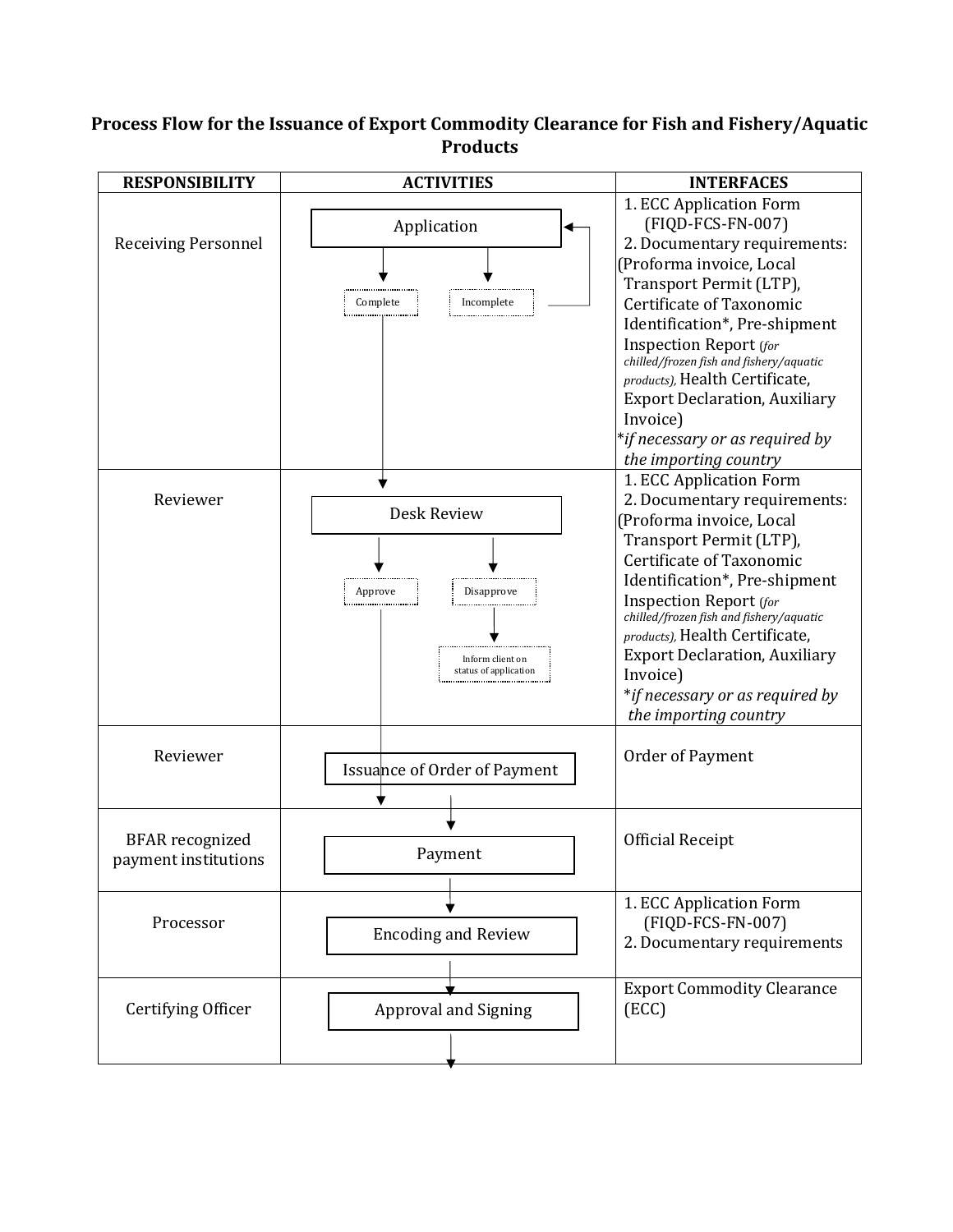## Process Flow for the Issuance of Export Commodity Clearance for Fish and Fishery/Aquatic Products

| RESPONSIBILITY | ACTIVITIES | INTERFACES |
|---|---|---|
| Receiving Personnel | Application → Complete / Incomplete (Incomplete returns to Application) | 1. ECC Application Form (FIQD-FCS-FN-007)<br>2. Documentary requirements: (Proforma invoice, Local Transport Permit (LTP), Certificate of Taxonomic Identification*, Pre-shipment Inspection Report *(for chilled/frozen fish and fishery/aquatic products)*, Health Certificate, Export Declaration, Auxiliary Invoice)<br>**if necessary or as required by the importing country* |
| Reviewer | Desk Review → Approve / Disapprove; Disapprove → Inform client on status of application | 1. ECC Application Form<br>2. Documentary requirements: (Proforma invoice, Local Transport Permit (LTP), Certificate of Taxonomic Identification*, Pre-shipment Inspection Report *(for chilled/frozen fish and fishery/aquatic products)*, Health Certificate, Export Declaration, Auxiliary Invoice)<br>**if necessary or as required by the importing country* |
| Reviewer | Issuance of Order of Payment | Order of Payment |
| BFAR recognized payment institutions | Payment | Official Receipt |
| Processor | Encoding and Review | 1. ECC Application Form (FIQD-FCS-FN-007)<br>2. Documentary requirements |
| Certifying Officer | Approval and Signing | Export Commodity Clearance (ECC) |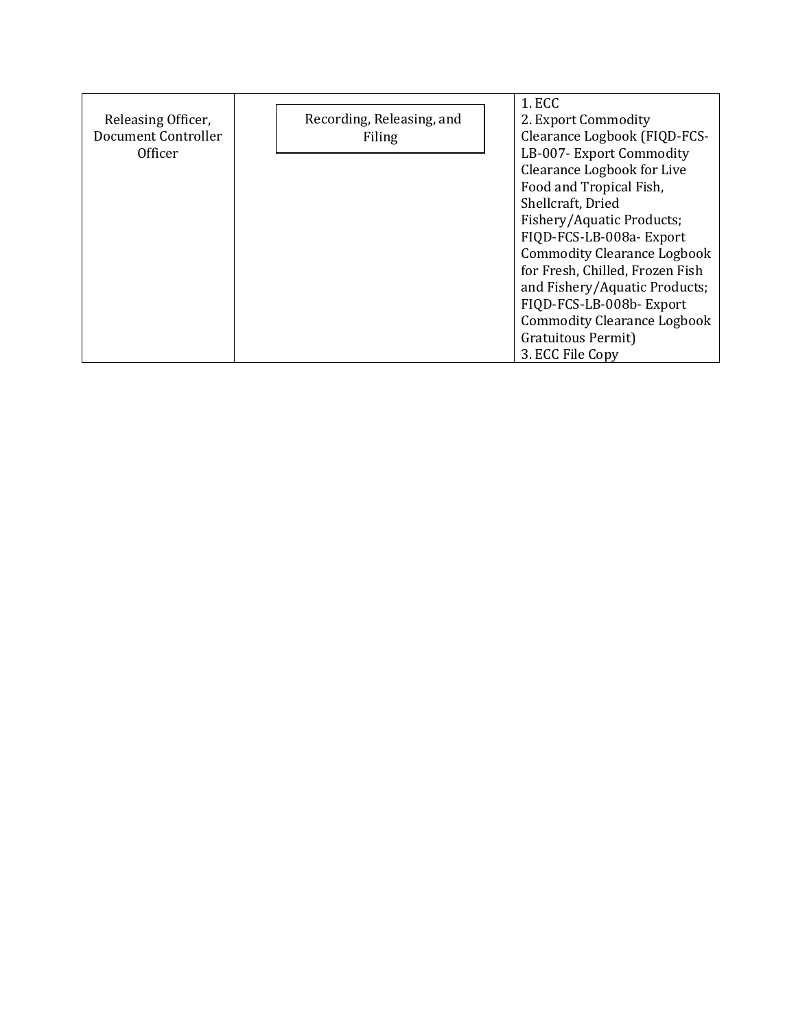| | | |
|---|---|---|
| Releasing Officer, Document Controller Officer | Recording, Releasing, and Filing | 1. ECC<br>2. Export Commodity Clearance Logbook (FIQD-FCS-LB-007- Export Commodity Clearance Logbook for Live Food and Tropical Fish, Shellcraft, Dried Fishery/Aquatic Products; FIQD-FCS-LB-008a- Export Commodity Clearance Logbook for Fresh, Chilled, Frozen Fish and Fishery/Aquatic Products; FIQD-FCS-LB-008b- Export Commodity Clearance Logbook Gratuitous Permit)<br>3. ECC File Copy |